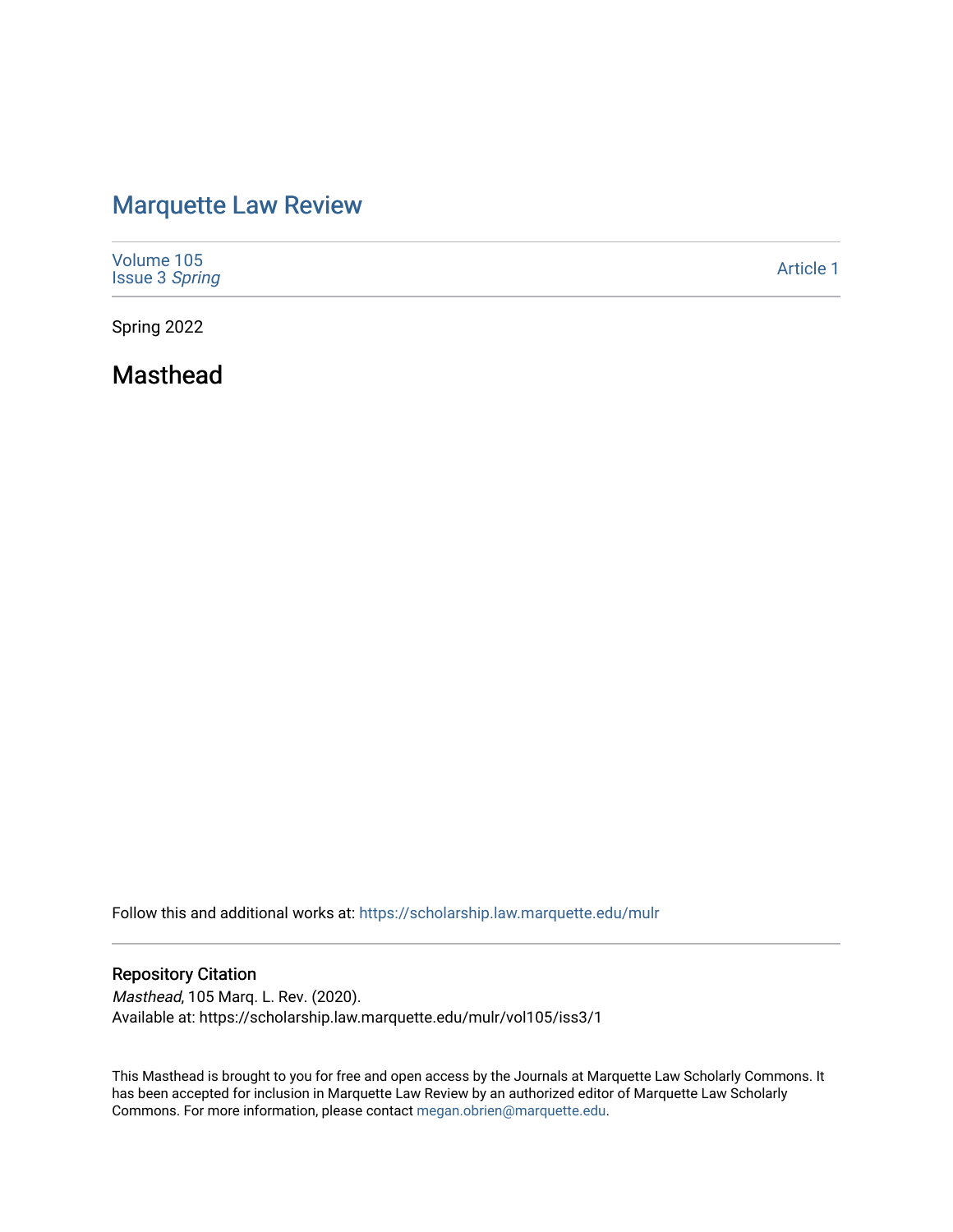# Marquette Law Review

Volume 105
Issue 3 *Spring*

Article 1

Spring 2022

## Masthead

Follow this and additional works at: https://scholarship.law.marquette.edu/mulr

### Repository Citation

*Masthead*, 105 Marq. L. Rev. (2020).
Available at: https://scholarship.law.marquette.edu/mulr/vol105/iss3/1

This Masthead is brought to you for free and open access by the Journals at Marquette Law Scholarly Commons. It has been accepted for inclusion in Marquette Law Review by an authorized editor of Marquette Law Scholarly Commons. For more information, please contact megan.obrien@marquette.edu.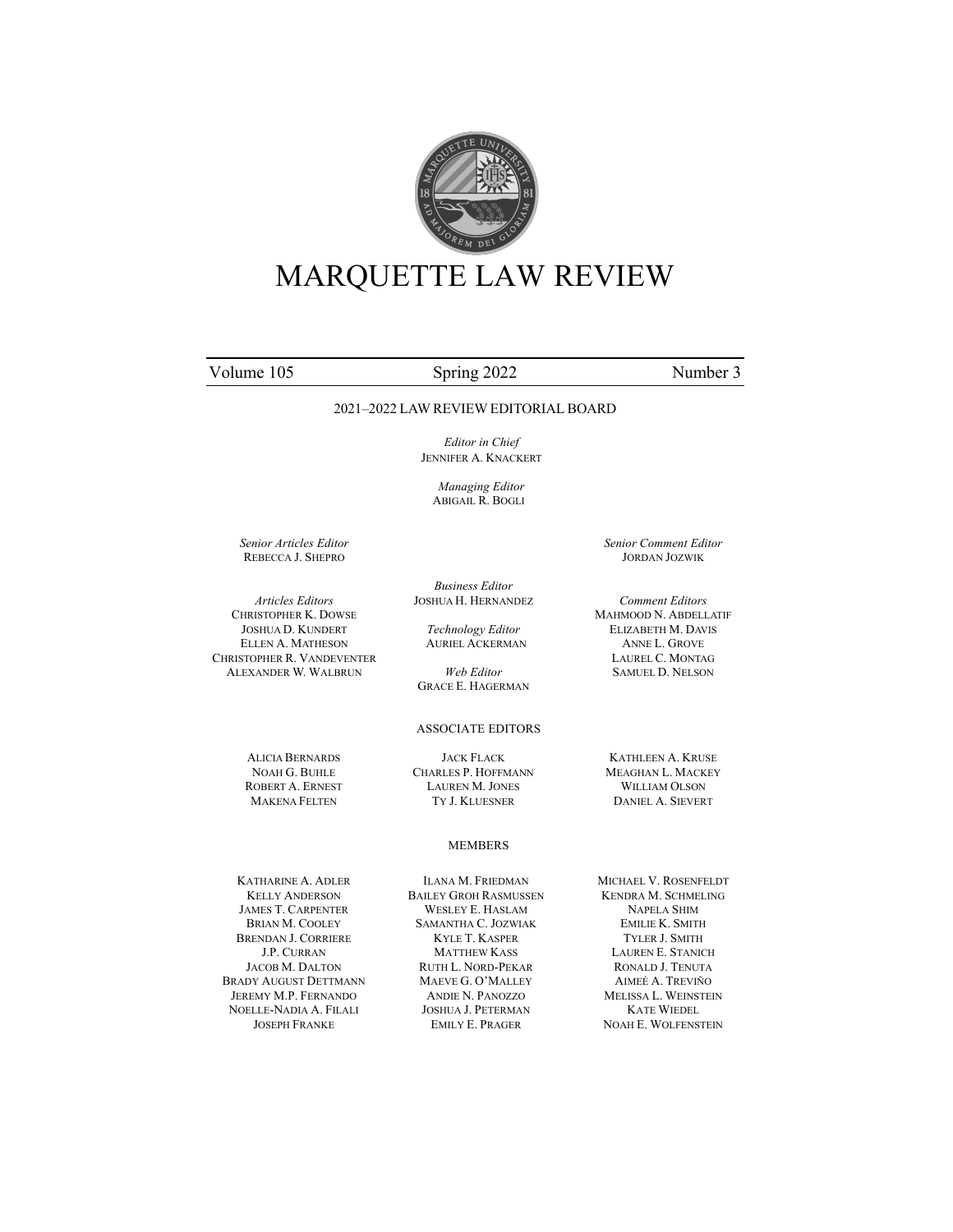# MARQUETTE LAW REVIEW

Volume 105 | Spring 2022 | Number 3

## 2021–2022 LAW REVIEW EDITORIAL BOARD

*Editor in Chief*
JENNIFER A. KNACKERT

*Managing Editor*
ABIGAIL R. BOGLI

*Senior Articles Editor*
REBECCA J. SHEPRO

*Senior Comment Editor*
JORDAN JOZWIK

*Articles Editors*
CHRISTOPHER K. DOWSE
JOSHUA D. KUNDERT
ELLEN A. MATHESON
CHRISTOPHER R. VANDEVENTER
ALEXANDER W. WALBRUN

*Business Editor*
JOSHUA H. HERNANDEZ

*Technology Editor*
AURIEL ACKERMAN

*Web Editor*
GRACE E. HAGERMAN

*Comment Editors*
MAHMOOD N. ABDELLATIF
ELIZABETH M. DAVIS
ANNE L. GROVE
LAUREL C. MONTAG
SAMUEL D. NELSON

### ASSOCIATE EDITORS

ALICIA BERNARDS
NOAH G. BUHLE
ROBERT A. ERNEST
MAKENA FELTEN
JACK FLACK
CHARLES P. HOFFMANN
LAUREN M. JONES
TY J. KLUESNER
KATHLEEN A. KRUSE
MEAGHAN L. MACKEY
WILLIAM OLSON
DANIEL A. SIEVERT

### MEMBERS

KATHARINE A. ADLER
KELLY ANDERSON
JAMES T. CARPENTER
BRIAN M. COOLEY
BRENDAN J. CORRIERE
J.P. CURRAN
JACOB M. DALTON
BRADY AUGUST DETTMANN
JEREMY M.P. FERNANDO
NOELLE-NADIA A. FILALI
JOSEPH FRANKE
ILANA M. FRIEDMAN
BAILEY GROH RASMUSSEN
WESLEY E. HASLAM
SAMANTHA C. JOZWIAK
KYLE T. KASPER
MATTHEW KASS
RUTH L. NORD-PEKAR
MAEVE G. O'MALLEY
ANDIE N. PANOZZO
JOSHUA J. PETERMAN
EMILY E. PRAGER
MICHAEL V. ROSENFELDT
KENDRA M. SCHMELING
NAPELA SHIM
EMILIE K. SMITH
TYLER J. SMITH
LAUREN E. STANICH
RONALD J. TENUTA
AIMEÉ A. TREVIÑO
MELISSA L. WEINSTEIN
KATE WIEDEL
NOAH E. WOLFENSTEIN